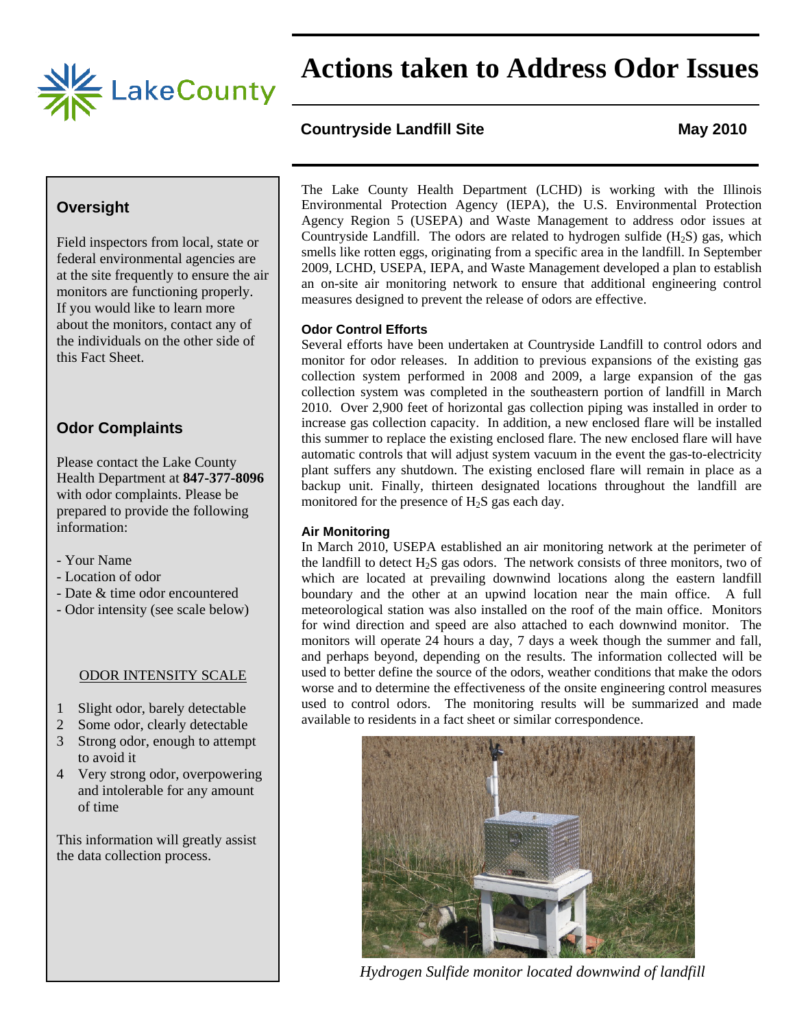# Actions taken to Address Odor Issues

**Countryside Landfill Site** **May 2010**

The Lake County Health Department (LCHD) is working with the Illinois Environmental Protection Agency (IEPA), the U.S. Environmental Protection Agency Region 5 (USEPA) and Waste Management to address odor issues at Countryside Landfill. The odors are related to hydrogen sulfide ($H_2S$) gas, which smells like rotten eggs, originating from a specific area in the landfill. In September 2009, LCHD, USEPA, IEPA, and Waste Management developed a plan to establish an on-site air monitoring network to ensure that additional engineering control measures designed to prevent the release of odors are effective.

### Odor Control Efforts

Several efforts have been undertaken at Countryside Landfill to control odors and monitor for odor releases. In addition to previous expansions of the existing gas collection system performed in 2008 and 2009, a large expansion of the gas collection system was completed in the southeastern portion of landfill in March 2010. Over 2,900 feet of horizontal gas collection piping was installed in order to increase gas collection capacity. In addition, a new enclosed flare will be installed this summer to replace the existing enclosed flare. The new enclosed flare will have automatic controls that will adjust system vacuum in the event the gas-to-electricity plant suffers any shutdown. The existing enclosed flare will remain in place as a backup unit. Finally, thirteen designated locations throughout the landfill are monitored for the presence of $H_2S$ gas each day.

### Air Monitoring

In March 2010, USEPA established an air monitoring network at the perimeter of the landfill to detect $H_2S$ gas odors. The network consists of three monitors, two of which are located at prevailing downwind locations along the eastern landfill boundary and the other at an upwind location near the main office. A full meteorological station was also installed on the roof of the main office. Monitors for wind direction and speed are also attached to each downwind monitor. The monitors will operate 24 hours a day, 7 days a week though the summer and fall, and perhaps beyond, depending on the results. The information collected will be used to better define the source of the odors, weather conditions that make the odors worse and to determine the effectiveness of the onsite engineering control measures used to control odors. The monitoring results will be summarized and made available to residents in a fact sheet or similar correspondence.

*Hydrogen Sulfide monitor located downwind of landfill*

## Oversight

Field inspectors from local, state or federal environmental agencies are at the site frequently to ensure the air monitors are functioning properly. If you would like to learn more about the monitors, contact any of the individuals on the other side of this Fact Sheet.

## Odor Complaints

Please contact the Lake County Health Department at **847-377-8096** with odor complaints. Please be prepared to provide the following information:

- Your Name
- Location of odor
- Date & time odor encountered
- Odor intensity (see scale below)

ODOR INTENSITY SCALE

1. Slight odor, barely detectable
2. Some odor, clearly detectable
3. Strong odor, enough to attempt to avoid it
4. Very strong odor, overpowering and intolerable for any amount of time

This information will greatly assist the data collection process.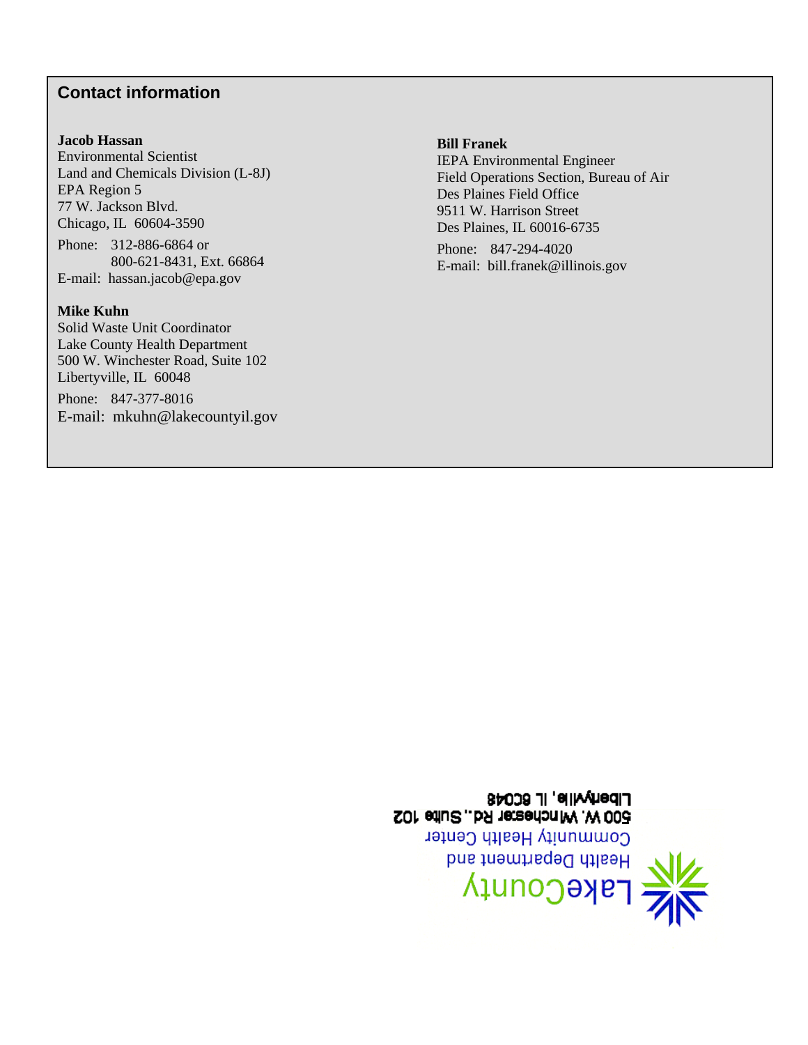## Contact information

**Jacob Hassan**
Environmental Scientist
Land and Chemicals Division (L-8J)
EPA Region 5
77 W. Jackson Blvd.
Chicago, IL 60604-3590

Phone: 312-886-6864 or
800-621-8431, Ext. 66864
E-mail: hassan.jacob@epa.gov

**Mike Kuhn**
Solid Waste Unit Coordinator
Lake County Health Department
500 W. Winchester Road, Suite 102
Libertyville, IL 60048

Phone: 847-377-8016
E-mail: mkuhn@lakecountyil.gov

**Bill Franek**
IEPA Environmental Engineer
Field Operations Section, Bureau of Air
Des Plaines Field Office
9511 W. Harrison Street
Des Plaines, IL 60016-6735

Phone: 847-294-4020
E-mail: bill.franek@illinois.gov

LakeCounty
Health Department and
Community Health Center
500 W. Winchester Rd., Suite 102
Libertyville, IL 60048